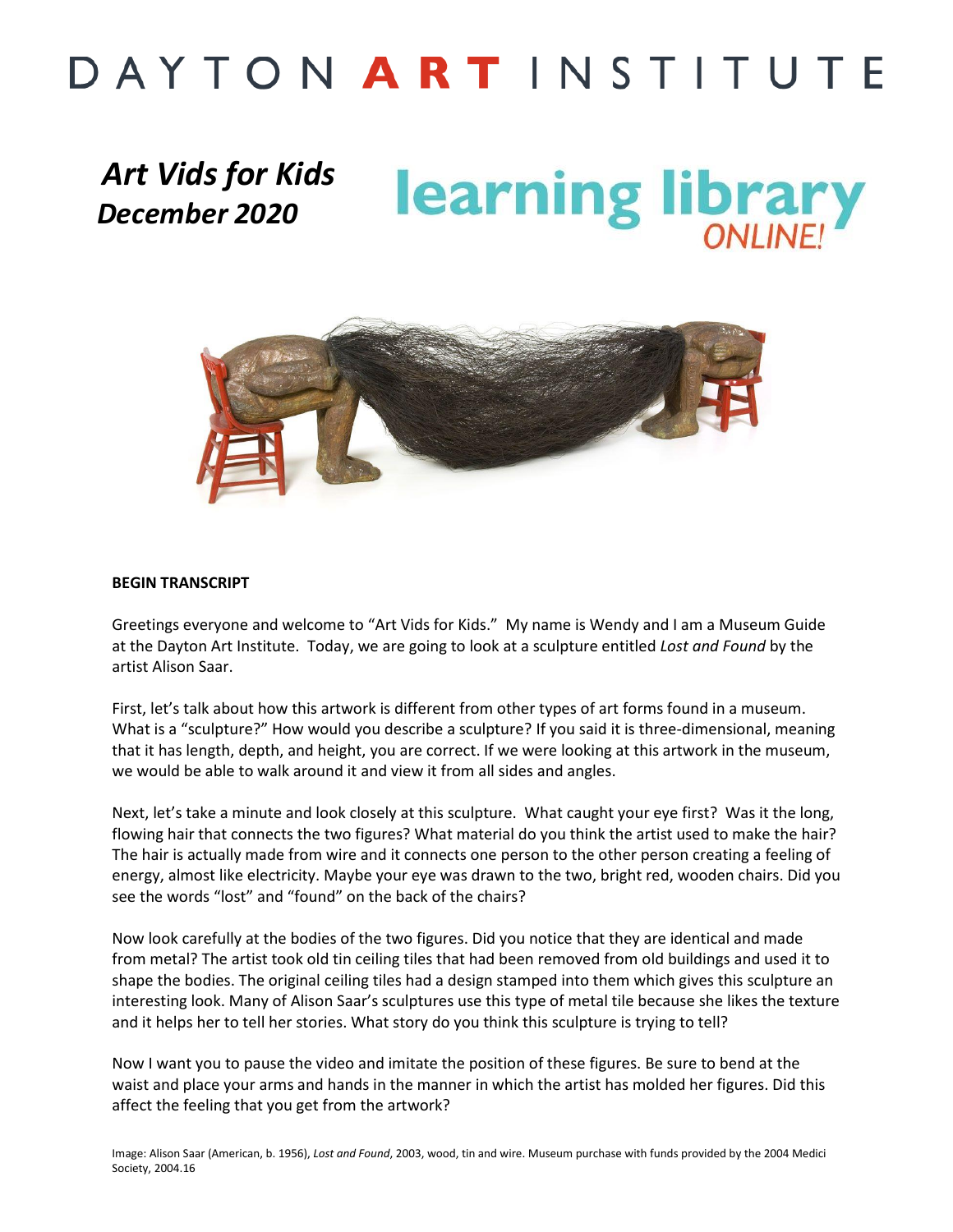# DAYTON ART INSTITUTE

***Art Vids for Kids***
***December 2020***

**learning library** *ONLINE!*

**BEGIN TRANSCRIPT**

Greetings everyone and welcome to "Art Vids for Kids." My name is Wendy and I am a Museum Guide at the Dayton Art Institute. Today, we are going to look at a sculpture entitled *Lost and Found* by the artist Alison Saar.

First, let's talk about how this artwork is different from other types of art forms found in a museum. What is a "sculpture?" How would you describe a sculpture? If you said it is three-dimensional, meaning that it has length, depth, and height, you are correct. If we were looking at this artwork in the museum, we would be able to walk around it and view it from all sides and angles.

Next, let's take a minute and look closely at this sculpture. What caught your eye first? Was it the long, flowing hair that connects the two figures? What material do you think the artist used to make the hair? The hair is actually made from wire and it connects one person to the other person creating a feeling of energy, almost like electricity. Maybe your eye was drawn to the two, bright red, wooden chairs. Did you see the words "lost" and "found" on the back of the chairs?

Now look carefully at the bodies of the two figures. Did you notice that they are identical and made from metal? The artist took old tin ceiling tiles that had been removed from old buildings and used it to shape the bodies. The original ceiling tiles had a design stamped into them which gives this sculpture an interesting look. Many of Alison Saar's sculptures use this type of metal tile because she likes the texture and it helps her to tell her stories. What story do you think this sculpture is trying to tell?

Now I want you to pause the video and imitate the position of these figures. Be sure to bend at the waist and place your arms and hands in the manner in which the artist has molded her figures. Did this affect the feeling that you get from the artwork?

Image: Alison Saar (American, b. 1956), *Lost and Found*, 2003, wood, tin and wire. Museum purchase with funds provided by the 2004 Medici Society, 2004.16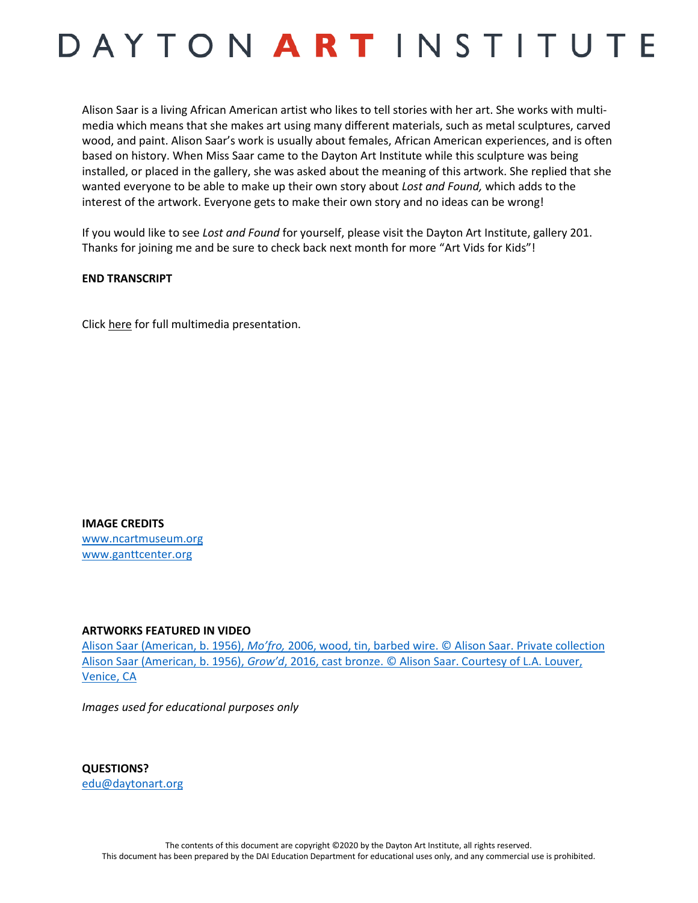Alison Saar is a living African American artist who likes to tell stories with her art. She works with multi-media which means that she makes art using many different materials, such as metal sculptures, carved wood, and paint. Alison Saar's work is usually about females, African American experiences, and is often based on history. When Miss Saar came to the Dayton Art Institute while this sculpture was being installed, or placed in the gallery, she was asked about the meaning of this artwork. She replied that she wanted everyone to be able to make up their own story about *Lost and Found,* which adds to the interest of the artwork. Everyone gets to make their own story and no ideas can be wrong!

If you would like to see *Lost and Found* for yourself, please visit the Dayton Art Institute, gallery 201. Thanks for joining me and be sure to check back next month for more "Art Vids for Kids"!

**END TRANSCRIPT**

Click here for full multimedia presentation.

**IMAGE CREDITS**
www.ncartmuseum.org
www.ganttcenter.org

**ARTWORKS FEATURED IN VIDEO**
Alison Saar (American, b. 1956), *Mo'fro,* 2006, wood, tin, barbed wire. © Alison Saar. Private collection
Alison Saar (American, b. 1956), *Grow'd*, 2016, cast bronze. © Alison Saar. Courtesy of L.A. Louver, Venice, CA

*Images used for educational purposes only*

**QUESTIONS?**
edu@daytonart.org

The contents of this document are copyright ©2020 by the Dayton Art Institute, all rights reserved.
This document has been prepared by the DAI Education Department for educational uses only, and any commercial use is prohibited.